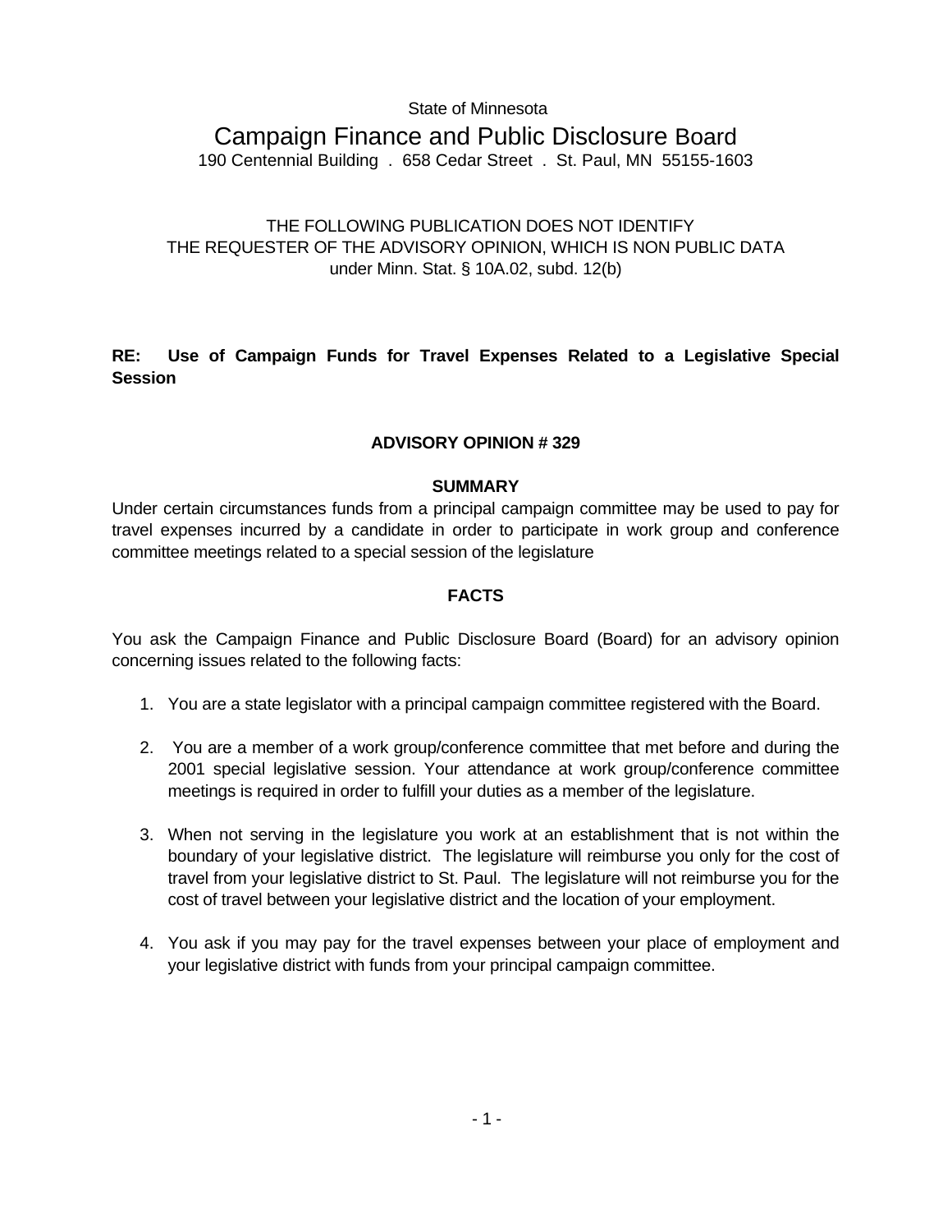State of Minnesota

# Campaign Finance and Public Disclosure Board

190 Centennial Building . 658 Cedar Street . St. Paul, MN 55155-1603

THE FOLLOWING PUBLICATION DOES NOT IDENTIFY
THE REQUESTER OF THE ADVISORY OPINION, WHICH IS NON PUBLIC DATA
under Minn. Stat. § 10A.02, subd. 12(b)

**RE: Use of Campaign Funds for Travel Expenses Related to a Legislative Special Session**

## ADVISORY OPINION # 329

### SUMMARY

Under certain circumstances funds from a principal campaign committee may be used to pay for travel expenses incurred by a candidate in order to participate in work group and conference committee meetings related to a special session of the legislature

### FACTS

You ask the Campaign Finance and Public Disclosure Board (Board) for an advisory opinion concerning issues related to the following facts:

1. You are a state legislator with a principal campaign committee registered with the Board.
2. You are a member of a work group/conference committee that met before and during the 2001 special legislative session. Your attendance at work group/conference committee meetings is required in order to fulfill your duties as a member of the legislature.
3. When not serving in the legislature you work at an establishment that is not within the boundary of your legislative district. The legislature will reimburse you only for the cost of travel from your legislative district to St. Paul. The legislature will not reimburse you for the cost of travel between your legislative district and the location of your employment.
4. You ask if you may pay for the travel expenses between your place of employment and your legislative district with funds from your principal campaign committee.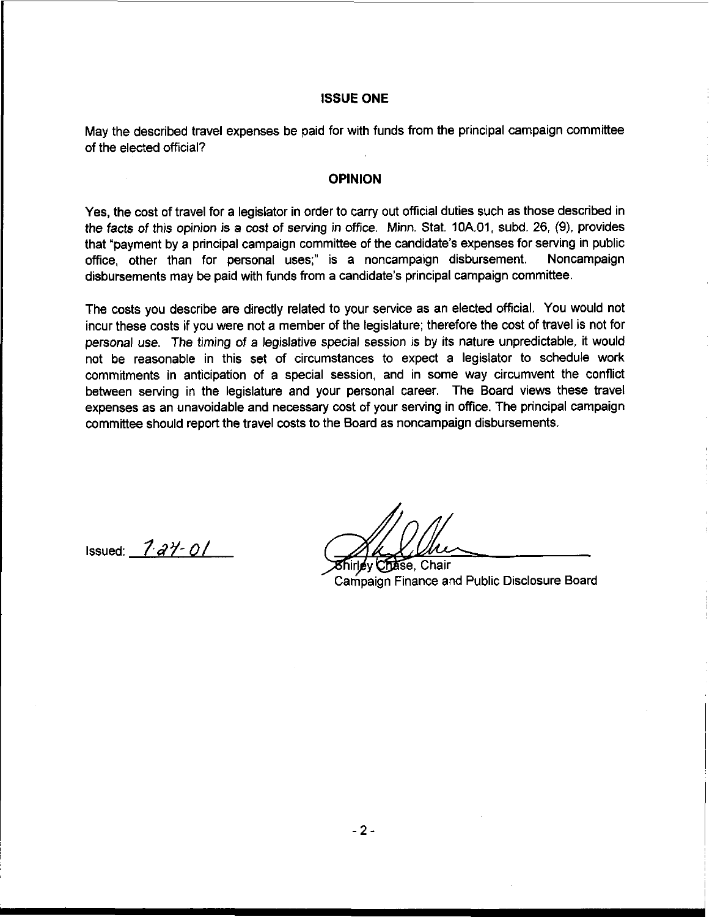## ISSUE ONE

May the described travel expenses be paid for with funds from the principal campaign committee of the elected official?

## OPINION

Yes, the cost of travel for a legislator in order to carry out official duties such as those described in the facts of this opinion is a cost of serving in office. Minn. Stat. 10A.01, subd. 26, (9), provides that "payment by a principal campaign committee of the candidate's expenses for serving in public office, other than for personal uses;" is a noncampaign disbursement. Noncampaign disbursements may be paid with funds from a candidate's principal campaign committee.

The costs you describe are directly related to your service as an elected official. You would not incur these costs if you were not a member of the legislature; therefore the cost of travel is not for personal use. The timing of a legislative special session is by its nature unpredictable, it would not be reasonable in this set of circumstances to expect a legislator to schedule work commitments in anticipation of a special session, and in some way circumvent the conflict between serving in the legislature and your personal career. The Board views these travel expenses as an unavoidable and necessary cost of your serving in office. The principal campaign committee should report the travel costs to the Board as noncampaign disbursements.

Issued: 7-27-01

Shirley Chase, Chair
Campaign Finance and Public Disclosure Board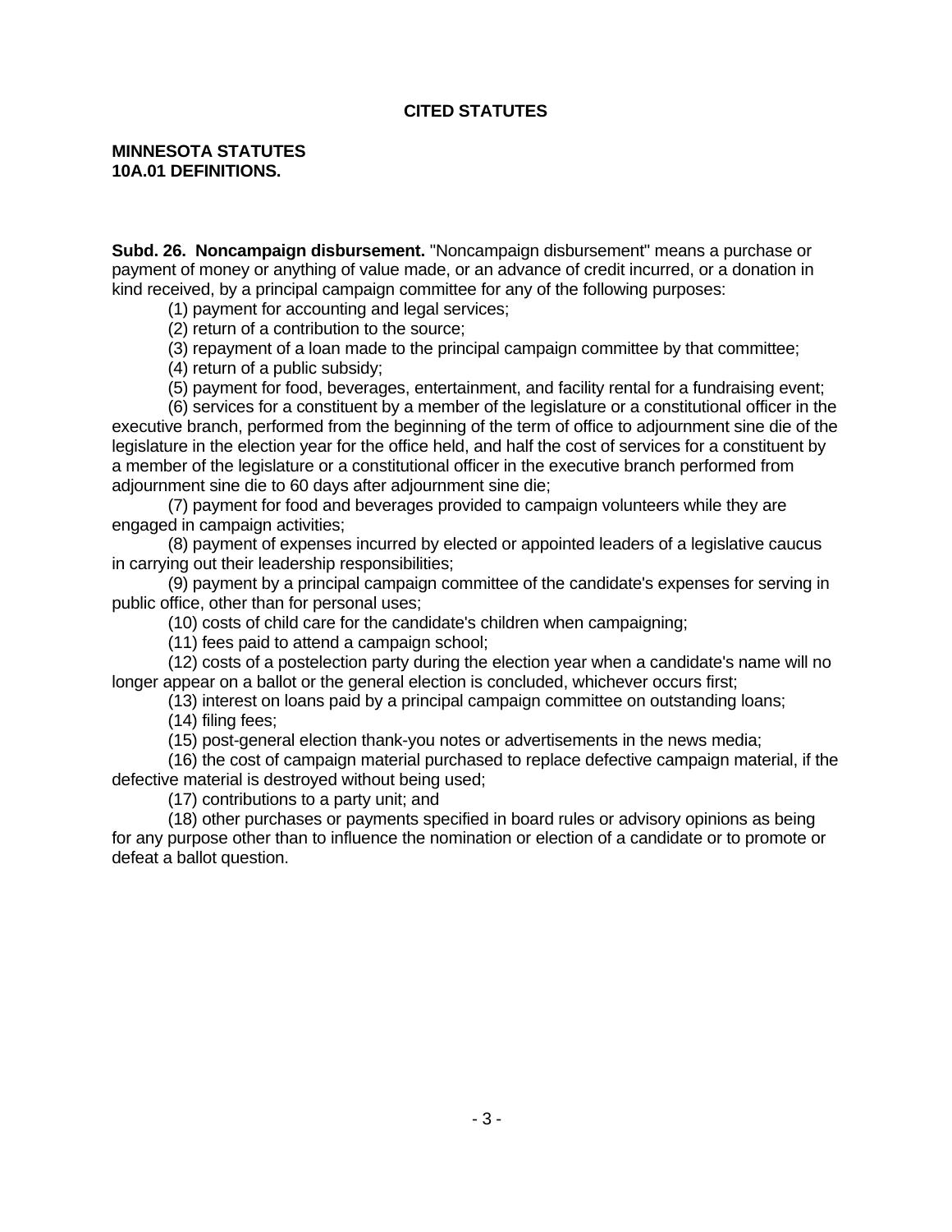## CITED STATUTES

### MINNESOTA STATUTES
### 10A.01 DEFINITIONS.

**Subd. 26. Noncampaign disbursement.** "Noncampaign disbursement" means a purchase or payment of money or anything of value made, or an advance of credit incurred, or a donation in kind received, by a principal campaign committee for any of the following purposes:

(1) payment for accounting and legal services;

(2) return of a contribution to the source;

(3) repayment of a loan made to the principal campaign committee by that committee;

(4) return of a public subsidy;

(5) payment for food, beverages, entertainment, and facility rental for a fundraising event;

(6) services for a constituent by a member of the legislature or a constitutional officer in the executive branch, performed from the beginning of the term of office to adjournment sine die of the legislature in the election year for the office held, and half the cost of services for a constituent by a member of the legislature or a constitutional officer in the executive branch performed from adjournment sine die to 60 days after adjournment sine die;

(7) payment for food and beverages provided to campaign volunteers while they are engaged in campaign activities;

(8) payment of expenses incurred by elected or appointed leaders of a legislative caucus in carrying out their leadership responsibilities;

(9) payment by a principal campaign committee of the candidate's expenses for serving in public office, other than for personal uses;

(10) costs of child care for the candidate's children when campaigning;

(11) fees paid to attend a campaign school;

(12) costs of a postelection party during the election year when a candidate's name will no longer appear on a ballot or the general election is concluded, whichever occurs first;

(13) interest on loans paid by a principal campaign committee on outstanding loans;

(14) filing fees;

(15) post-general election thank-you notes or advertisements in the news media;

(16) the cost of campaign material purchased to replace defective campaign material, if the defective material is destroyed without being used;

(17) contributions to a party unit; and

(18) other purchases or payments specified in board rules or advisory opinions as being for any purpose other than to influence the nomination or election of a candidate or to promote or defeat a ballot question.